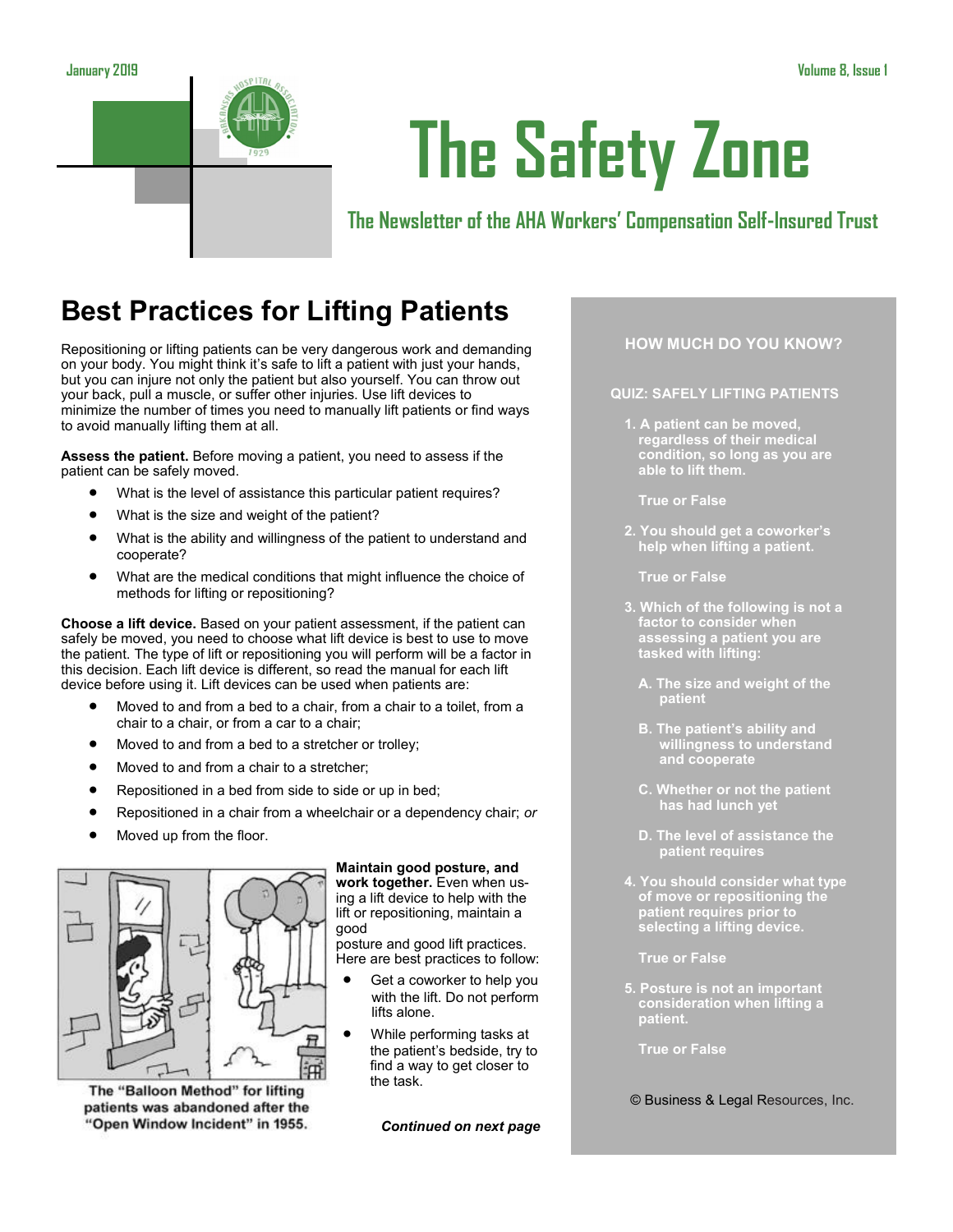# The Safety Zone

### The Newsletter of the AHA Workers' Compensation Self-Insured Trust

January 2019 — Volume 8, Issue 1

## Best Practices for Lifting Patients

Repositioning or lifting patients can be very dangerous work and demanding on your body. You might think it's safe to lift a patient with just your hands, but you can injure not only the patient but also yourself. You can throw out your back, pull a muscle, or suffer other injuries. Use lift devices to minimize the number of times you need to manually lift patients or find ways to avoid manually lifting them at all.

**Assess the patient.** Before moving a patient, you need to assess if the patient can be safely moved.

- What is the level of assistance this particular patient requires?
- What is the size and weight of the patient?
- What is the ability and willingness of the patient to understand and cooperate?
- What are the medical conditions that might influence the choice of methods for lifting or repositioning?

**Choose a lift device.** Based on your patient assessment, if the patient can safely be moved, you need to choose what lift device is best to use to move the patient. The type of lift or repositioning you will perform will be a factor in this decision. Each lift device is different, so read the manual for each lift device before using it. Lift devices can be used when patients are:

- Moved to and from a bed to a chair, from a chair to a toilet, from a chair to a chair, or from a car to a chair;
- Moved to and from a bed to a stretcher or trolley;
- Moved to and from a chair to a stretcher;
- Repositioned in a bed from side to side or up in bed;
- Repositioned in a chair from a wheelchair or a dependency chair; *or*
- Moved up from the floor.

The "Balloon Method" for lifting patients was abandoned after the "Open Window Incident" in 1955.

**Maintain good posture, and work together.** Even when using a lift device to help with the lift or repositioning, maintain a good posture and good lift practices. Here are best practices to follow:

- Get a coworker to help you with the lift. Do not perform lifts alone.
- While performing tasks at the patient's bedside, try to find a way to get closer to the task.

***Continued on next page***

---

**HOW MUCH DO YOU KNOW?**

**QUIZ: SAFELY LIFTING PATIENTS**

1. A patient can be moved, regardless of their medical condition, so long as you are able to lift them.

   True or False

2. You should get a coworker's help when lifting a patient.

   True or False

3. Which of the following is not a factor to consider when assessing a patient you are tasked with lifting:

   A. The size and weight of the patient

   B. The patient's ability and willingness to understand and cooperate

   C. Whether or not the patient has had lunch yet

   D. The level of assistance the patient requires

4. You should consider what type of move or repositioning the patient requires prior to selecting a lifting device.

   True or False

5. Posture is not an important consideration when lifting a patient.

   True or False

© Business & Legal Resources, Inc.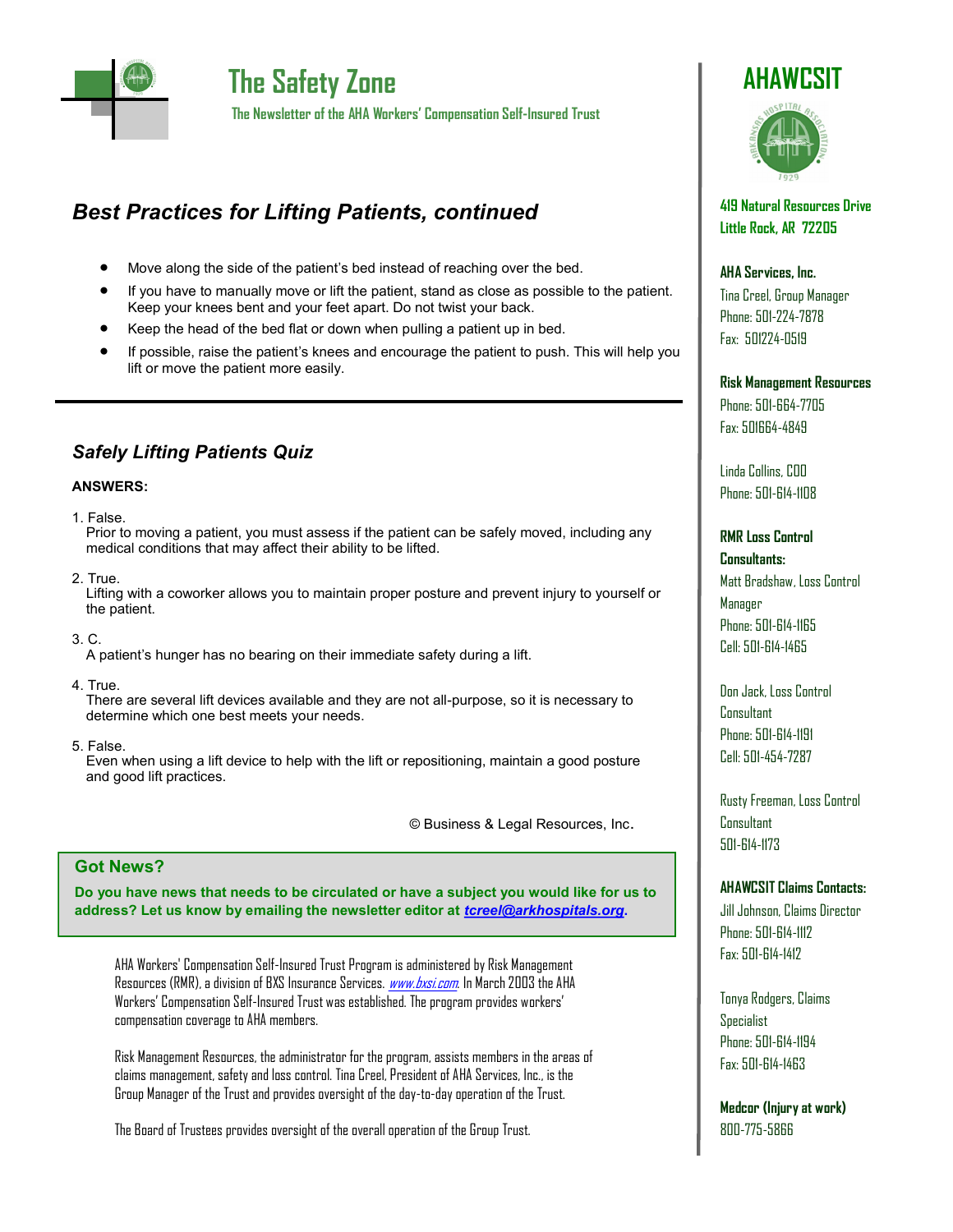# The Safety Zone

The Newsletter of the AHA Workers' Compensation Self-Insured Trust

## Best Practices for Lifting Patients, continued

- Move along the side of the patient's bed instead of reaching over the bed.
- If you have to manually move or lift the patient, stand as close as possible to the patient. Keep your knees bent and your feet apart. Do not twist your back.
- Keep the head of the bed flat or down when pulling a patient up in bed.
- If possible, raise the patient's knees and encourage the patient to push. This will help you lift or move the patient more easily.

## Safely Lifting Patients Quiz

**ANSWERS:**

1. False.
   Prior to moving a patient, you must assess if the patient can be safely moved, including any medical conditions that may affect their ability to be lifted.

2. True.
   Lifting with a coworker allows you to maintain proper posture and prevent injury to yourself or the patient.

3. C.
   A patient's hunger has no bearing on their immediate safety during a lift.

4. True.
   There are several lift devices available and they are not all-purpose, so it is necessary to determine which one best meets your needs.

5. False.
   Even when using a lift device to help with the lift or repositioning, maintain a good posture and good lift practices.

© Business & Legal Resources, Inc.

### Got News?

**Do you have news that needs to be circulated or have a subject you would like for us to address? Let us know by emailing the newsletter editor at tcreel@arkhospitals.org.**

AHA Workers' Compensation Self-Insured Trust Program is administered by Risk Management Resources (RMR), a division of BXS Insurance Services. www.bxsi.com. In March 2003 the AHA Workers' Compensation Self-Insured Trust was established. The program provides workers' compensation coverage to AHA members.

Risk Management Resources, the administrator for the program, assists members in the areas of claims management, safety and loss control. Tina Creel, President of AHA Services, Inc., is the Group Manager of the Trust and provides oversight of the day-to-day operation of the Trust.

The Board of Trustees provides oversight of the overall operation of the Group Trust.

## AHAWCSIT

**419 Natural Resources Drive**
**Little Rock, AR 72205**

**AHA Services, Inc.**
Tina Creel, Group Manager
Phone: 501-224-7878
Fax: 501224-0519

**Risk Management Resources**
Phone: 501-664-7705
Fax: 501664-4849

Linda Collins, COO
Phone: 501-614-1108

**RMR Loss Control Consultants:**
Matt Bradshaw, Loss Control Manager
Phone: 501-614-1165
Cell: 501-614-1465

Don Jack, Loss Control Consultant
Phone: 501-614-1191
Cell: 501-454-7287

Rusty Freeman, Loss Control Consultant
501-614-1173

**AHAWCSIT Claims Contacts:**
Jill Johnson, Claims Director
Phone: 501-614-1112
Fax: 501-614-1412

Tonya Rodgers, Claims Specialist
Phone: 501-614-1194
Fax: 501-614-1463

**Medcor (Injury at work)**
800-775-5866